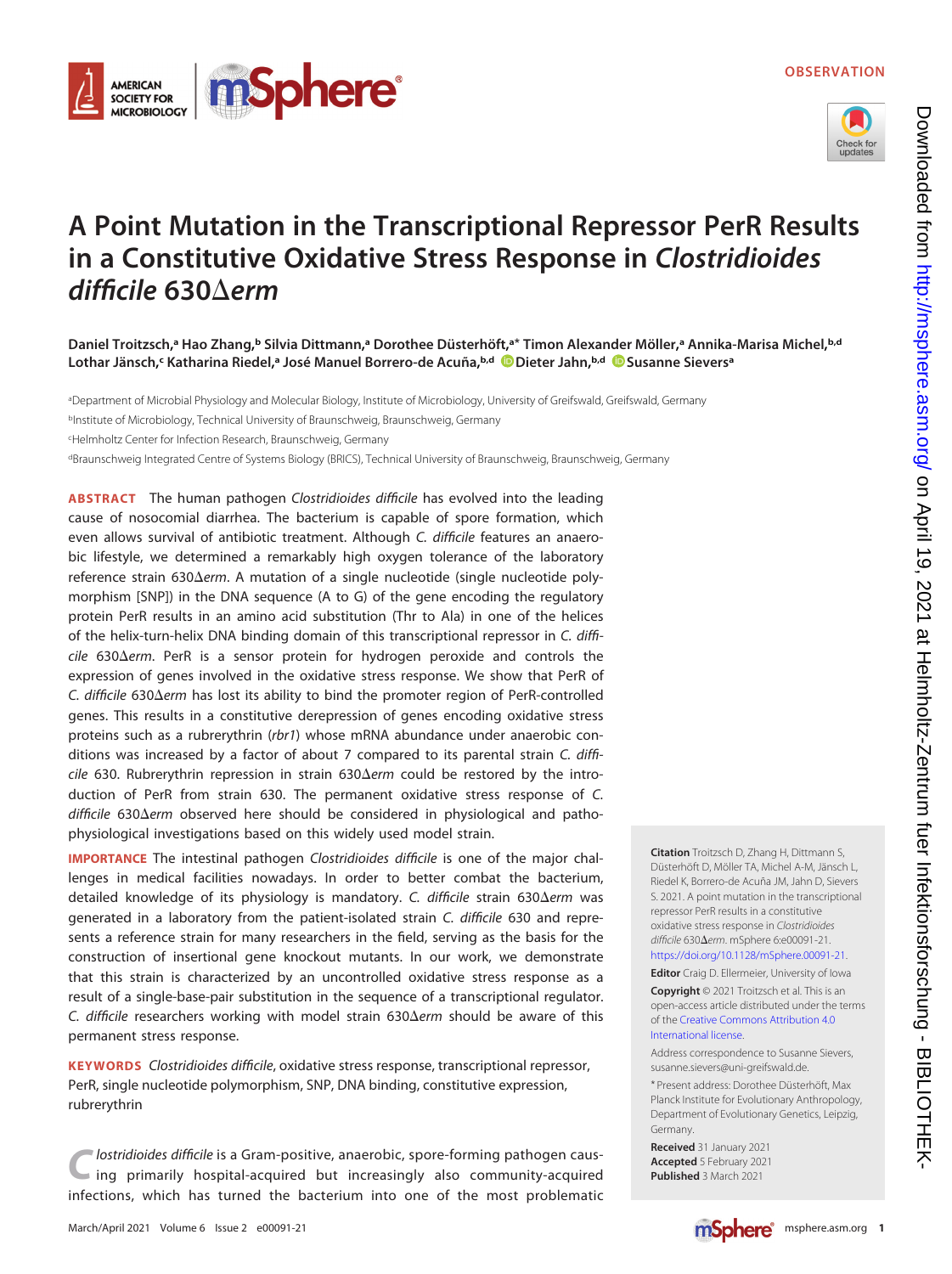OBSERVATION

# A Point Mutation in the Transcriptional Repressor PerR Results in a Constitutive Oxidative Stress Response in *Clostridioides difficile* 630Δ*erm*

**Daniel Troitzsch,[a] Hao Zhang,[b] Silvia Dittmann,[a] Dorothee Düsterhöft,[a]* Timon Alexander Möller,[a] Annika-Marisa Michel,[b,d] Lothar Jänsch,[c] Katharina Riedel,[a] José Manuel Borrero-de Acuña,[b,d] Dieter Jahn,[b,d] Susanne Sievers[a]**

[a]Department of Microbial Physiology and Molecular Biology, Institute of Microbiology, University of Greifswald, Greifswald, Germany
[b]Institute of Microbiology, Technical University of Braunschweig, Braunschweig, Germany
[c]Helmholtz Center for Infection Research, Braunschweig, Germany
[d]Braunschweig Integrated Centre of Systems Biology (BRICS), Technical University of Braunschweig, Braunschweig, Germany

**ABSTRACT** The human pathogen *Clostridioides difficile* has evolved into the leading cause of nosocomial diarrhea. The bacterium is capable of spore formation, which even allows survival of antibiotic treatment. Although *C. difficile* features an anaerobic lifestyle, we determined a remarkably high oxygen tolerance of the laboratory reference strain 630Δ*erm*. A mutation of a single nucleotide (single nucleotide polymorphism [SNP]) in the DNA sequence (A to G) of the gene encoding the regulatory protein PerR results in an amino acid substitution (Thr to Ala) in one of the helices of the helix-turn-helix DNA binding domain of this transcriptional repressor in *C. difficile* 630Δ*erm*. PerR is a sensor protein for hydrogen peroxide and controls the expression of genes involved in the oxidative stress response. We show that PerR of *C. difficile* 630Δ*erm* has lost its ability to bind the promoter region of PerR-controlled genes. This results in a constitutive derepression of genes encoding oxidative stress proteins such as a rubrerythrin (*rbr1*) whose mRNA abundance under anaerobic conditions was increased by a factor of about 7 compared to its parental strain *C. difficile* 630. Rubrerythrin repression in strain 630Δ*erm* could be restored by the introduction of PerR from strain 630. The permanent oxidative stress response of *C. difficile* 630Δ*erm* observed here should be considered in physiological and pathophysiological investigations based on this widely used model strain.

**IMPORTANCE** The intestinal pathogen *Clostridioides difficile* is one of the major challenges in medical facilities nowadays. In order to better combat the bacterium, detailed knowledge of its physiology is mandatory. *C. difficile* strain 630Δ*erm* was generated in a laboratory from the patient-isolated strain *C. difficile* 630 and represents a reference strain for many researchers in the field, serving as the basis for the construction of insertional gene knockout mutants. In our work, we demonstrate that this strain is characterized by an uncontrolled oxidative stress response as a result of a single-base-pair substitution in the sequence of a transcriptional regulator. *C. difficile* researchers working with model strain 630Δ*erm* should be aware of this permanent stress response.

**KEYWORDS** *Clostridioides difficile*, oxidative stress response, transcriptional repressor, PerR, single nucleotide polymorphism, SNP, DNA binding, constitutive expression, rubrerythrin

*Clostridioides difficile* is a Gram-positive, anaerobic, spore-forming pathogen causing primarily hospital-acquired but increasingly also community-acquired infections, which has turned the bacterium into one of the most problematic

**Citation** Troitzsch D, Zhang H, Dittmann S, Düsterhöft D, Möller TA, Michel A-M, Jänsch L, Riedel K, Borrero-de Acuña JM, Jahn D, Sievers S. 2021. A point mutation in the transcriptional repressor PerR results in a constitutive oxidative stress response in *Clostridioides difficile* 630Δ*erm*. mSphere 6:e00091-21. https://doi.org/10.1128/mSphere.00091-21.

**Editor** Craig D. Ellermeier, University of Iowa

**Copyright** © 2021 Troitzsch et al. This is an open-access article distributed under the terms of the Creative Commons Attribution 4.0 International license.

Address correspondence to Susanne Sievers, susanne.sievers@uni-greifswald.de.

*Present address: Dorothee Düsterhöft, Max Planck Institute for Evolutionary Anthropology, Department of Evolutionary Genetics, Leipzig, Germany.

**Received** 31 January 2021
**Accepted** 5 February 2021
**Published** 3 March 2021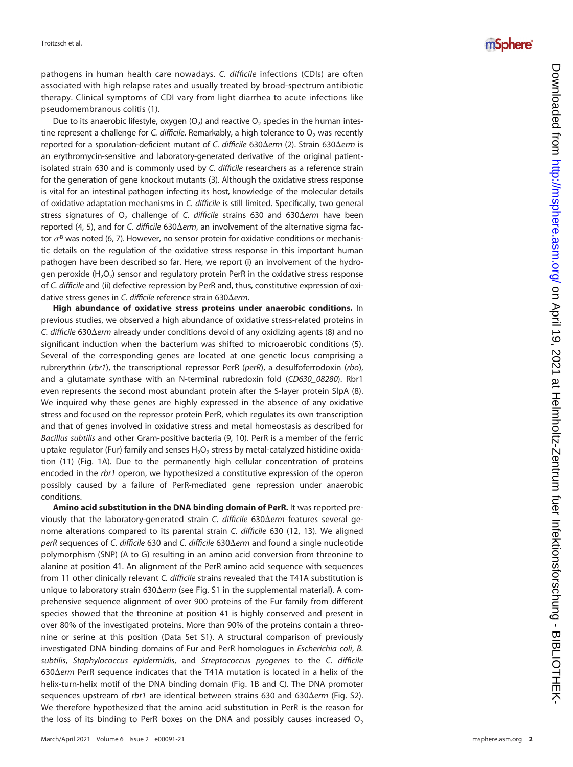pathogens in human health care nowadays. *C. difficile* infections (CDIs) are often associated with high relapse rates and usually treated by broad-spectrum antibiotic therapy. Clinical symptoms of CDI vary from light diarrhea to acute infections like pseudomembranous colitis (1).

Due to its anaerobic lifestyle, oxygen ($O_2$) and reactive $O_2$ species in the human intestine represent a challenge for *C. difficile*. Remarkably, a high tolerance to $O_2$ was recently reported for a sporulation-deficient mutant of *C. difficile* 630Δ*erm* (2). Strain 630Δ*erm* is an erythromycin-sensitive and laboratory-generated derivative of the original patient-isolated strain 630 and is commonly used by *C. difficile* researchers as a reference strain for the generation of gene knockout mutants (3). Although the oxidative stress response is vital for an intestinal pathogen infecting its host, knowledge of the molecular details of oxidative adaptation mechanisms in *C. difficile* is still limited. Specifically, two general stress signatures of $O_2$ challenge of *C. difficile* strains 630 and 630Δ*erm* have been reported (4, 5), and for *C. difficile* 630Δ*erm*, an involvement of the alternative sigma factor $\sigma^B$ was noted (6, 7). However, no sensor protein for oxidative conditions or mechanistic details on the regulation of the oxidative stress response in this important human pathogen have been described so far. Here, we report (i) an involvement of the hydrogen peroxide ($H_2O_2$) sensor and regulatory protein PerR in the oxidative stress response of *C. difficile* and (ii) defective repression by PerR and, thus, constitutive expression of oxidative stress genes in *C. difficile* reference strain 630Δ*erm*.

**High abundance of oxidative stress proteins under anaerobic conditions.** In previous studies, we observed a high abundance of oxidative stress-related proteins in *C. difficile* 630Δ*erm* already under conditions devoid of any oxidizing agents (8) and no significant induction when the bacterium was shifted to microaerobic conditions (5). Several of the corresponding genes are located at one genetic locus comprising a rubrerythrin (*rbr1*), the transcriptional repressor PerR (*perR*), a desulfoferrodoxin (*rbo*), and a glutamate synthase with an N-terminal rubredoxin fold (*CD630_08280*). Rbr1 even represents the second most abundant protein after the S-layer protein SlpA (8). We inquired why these genes are highly expressed in the absence of any oxidative stress and focused on the repressor protein PerR, which regulates its own transcription and that of genes involved in oxidative stress and metal homeostasis as described for *Bacillus subtilis* and other Gram-positive bacteria (9, 10). PerR is a member of the ferric uptake regulator (Fur) family and senses $H_2O_2$ stress by metal-catalyzed histidine oxidation (11) (Fig. 1A). Due to the permanently high cellular concentration of proteins encoded in the *rbr1* operon, we hypothesized a constitutive expression of the operon possibly caused by a failure of PerR-mediated gene repression under anaerobic conditions.

**Amino acid substitution in the DNA binding domain of PerR.** It was reported previously that the laboratory-generated strain *C. difficile* 630Δ*erm* features several genome alterations compared to its parental strain *C. difficile* 630 (12, 13). We aligned *perR* sequences of *C. difficile* 630 and *C. difficile* 630Δ*erm* and found a single nucleotide polymorphism (SNP) (A to G) resulting in an amino acid conversion from threonine to alanine at position 41. An alignment of the PerR amino acid sequence with sequences from 11 other clinically relevant *C. difficile* strains revealed that the T41A substitution is unique to laboratory strain 630Δ*erm* (see Fig. S1 in the supplemental material). A comprehensive sequence alignment of over 900 proteins of the Fur family from different species showed that the threonine at position 41 is highly conserved and present in over 80% of the investigated proteins. More than 90% of the proteins contain a threonine or serine at this position (Data Set S1). A structural comparison of previously investigated DNA binding domains of Fur and PerR homologues in *Escherichia coli*, *B. subtilis*, *Staphylococcus epidermidis*, and *Streptococcus pyogenes* to the *C. difficile* 630Δ*erm* PerR sequence indicates that the T41A mutation is located in a helix of the helix-turn-helix motif of the DNA binding domain (Fig. 1B and C). The DNA promoter sequences upstream of *rbr1* are identical between strains 630 and 630Δ*erm* (Fig. S2). We therefore hypothesized that the amino acid substitution in PerR is the reason for the loss of its binding to PerR boxes on the DNA and possibly causes increased $O_2$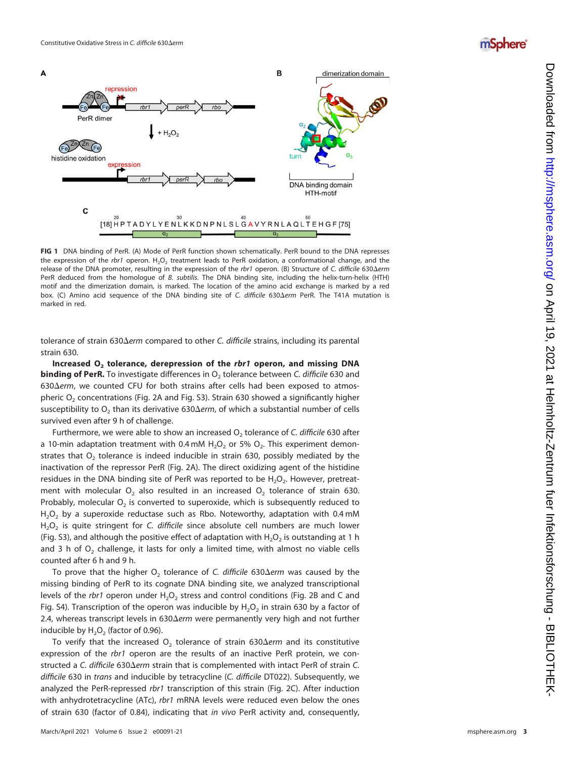**FIG 1** DNA binding of PerR. (A) Mode of PerR function shown schematically. PerR bound to the DNA represses the expression of the *rbr1* operon. $H_2O_2$ treatment leads to PerR oxidation, a conformational change, and the release of the DNA promoter, resulting in the expression of the *rbr1* operon. (B) Structure of *C. difficile* 630Δ*erm* PerR deduced from the homologue of *B. subtilis*. The DNA binding site, including the helix-turn-helix (HTH) motif and the dimerization domain, is marked. The location of the amino acid exchange is marked by a red box. (C) Amino acid sequence of the DNA binding site of *C. difficile* 630Δ*erm* PerR. The T41A mutation is marked in red.

tolerance of strain 630Δ*erm* compared to other *C. difficile* strains, including its parental strain 630.

**Increased $O_2$ tolerance, derepression of the *rbr1* operon, and missing DNA binding of PerR.** To investigate differences in $O_2$ tolerance between *C. difficile* 630 and 630Δ*erm*, we counted CFU for both strains after cells had been exposed to atmospheric $O_2$ concentrations (Fig. 2A and Fig. S3). Strain 630 showed a significantly higher susceptibility to $O_2$ than its derivative 630Δ*erm*, of which a substantial number of cells survived even after 9 h of challenge.

Furthermore, we were able to show an increased $O_2$ tolerance of *C. difficile* 630 after a 10-min adaptation treatment with 0.4 mM $H_2O_2$ or 5% $O_2$. This experiment demonstrates that $O_2$ tolerance is indeed inducible in strain 630, possibly mediated by the inactivation of the repressor PerR (Fig. 2A). The direct oxidizing agent of the histidine residues in the DNA binding site of PerR was reported to be $H_2O_2$. However, pretreatment with molecular $O_2$ also resulted in an increased $O_2$ tolerance of strain 630. Probably, molecular $O_2$ is converted to superoxide, which is subsequently reduced to $H_2O_2$ by a superoxide reductase such as Rbo. Noteworthy, adaptation with 0.4 mM $H_2O_2$ is quite stringent for *C. difficile* since absolute cell numbers are much lower (Fig. S3), and although the positive effect of adaptation with $H_2O_2$ is outstanding at 1 h and 3 h of $O_2$ challenge, it lasts for only a limited time, with almost no viable cells counted after 6 h and 9 h.

To prove that the higher $O_2$ tolerance of *C. difficile* 630Δ*erm* was caused by the missing binding of PerR to its cognate DNA binding site, we analyzed transcriptional levels of the *rbr1* operon under $H_2O_2$ stress and control conditions (Fig. 2B and C and Fig. S4). Transcription of the operon was inducible by $H_2O_2$ in strain 630 by a factor of 2.4, whereas transcript levels in 630Δ*erm* were permanently very high and not further inducible by $H_2O_2$ (factor of 0.96).

To verify that the increased $O_2$ tolerance of strain 630Δ*erm* and its constitutive expression of the *rbr1* operon are the results of an inactive PerR protein, we constructed a *C. difficile* 630Δ*erm* strain that is complemented with intact PerR of strain *C. difficile* 630 in *trans* and inducible by tetracycline (*C. difficile* DT022). Subsequently, we analyzed the PerR-repressed *rbr1* transcription of this strain (Fig. 2C). After induction with anhydrotetracycline (ATc), *rbr1* mRNA levels were reduced even below the ones of strain 630 (factor of 0.84), indicating that *in vivo* PerR activity and, consequently,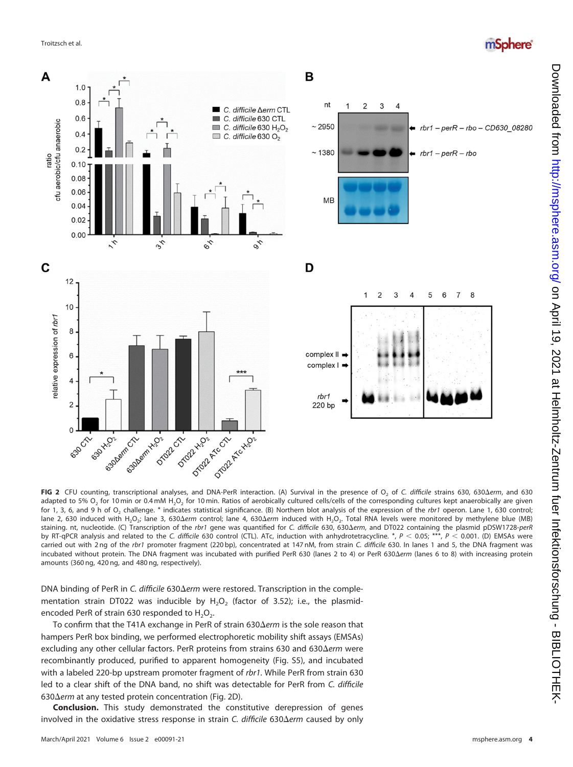**FIG 2** CFU counting, transcriptional analyses, and DNA-PerR interaction. (A) Survival in the presence of $O_2$ of *C. difficile* strains 630, 630Δ*erm*, and 630 adapted to 5% $O_2$ for 10 min or 0.4 mM $H_2O_2$ for 10 min. Ratios of aerobically cultured cells/cells of the corresponding cultures kept anaerobically are given for 1, 3, 6, and 9 h of $O_2$ challenge. * indicates statistical significance. (B) Northern blot analysis of the expression of the *rbr1* operon. Lane 1, 630 control; lane 2, 630 induced with $H_2O_2$; lane 3, 630Δ*erm* control; lane 4, 630Δ*erm* induced with $H_2O_2$. Total RNA levels were monitored by methylene blue (MB) staining. nt, nucleotide. (C) Transcription of the *rbr1* gene was quantified for *C. difficile* 630, 630Δ*erm*, and DT022 containing the plasmid pDSW1728-*perR* by RT-qPCR analysis and related to the *C. difficile* 630 control (CTL). ATc, induction with anhydrotetracycline. *, $P < 0.05$; ***, $P < 0.001$. (D) EMSAs were carried out with 2 ng of the *rbr1* promoter fragment (220 bp), concentrated at 147 nM, from strain *C. difficile* 630. In lanes 1 and 5, the DNA fragment was incubated without protein. The DNA fragment was incubated with purified PerR 630 (lanes 2 to 4) or PerR 630Δ*erm* (lanes 6 to 8) with increasing protein amounts (360 ng, 420 ng, and 480 ng, respectively).

DNA binding of PerR in *C. difficile* 630Δ*erm* were restored. Transcription in the complementation strain DT022 was inducible by $H_2O_2$ (factor of 3.52); i.e., the plasmid-encoded PerR of strain 630 responded to $H_2O_2$.

To confirm that the T41A exchange in PerR of strain 630Δ*erm* is the sole reason that hampers PerR box binding, we performed electrophoretic mobility shift assays (EMSAs) excluding any other cellular factors. PerR proteins from strains 630 and 630Δ*erm* were recombinantly produced, purified to apparent homogeneity (Fig. S5), and incubated with a labeled 220-bp upstream promoter fragment of *rbr1*. While PerR from strain 630 led to a clear shift of the DNA band, no shift was detectable for PerR from *C. difficile* 630Δ*erm* at any tested protein concentration (Fig. 2D).

**Conclusion.** This study demonstrated the constitutive derepression of genes involved in the oxidative stress response in strain *C. difficile* 630Δ*erm* caused by only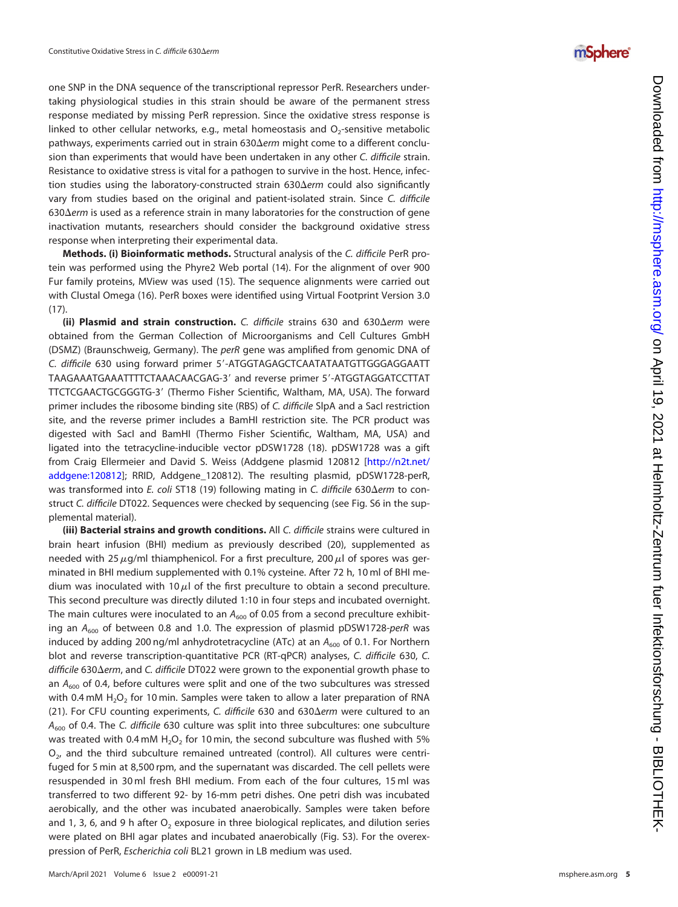one SNP in the DNA sequence of the transcriptional repressor PerR. Researchers undertaking physiological studies in this strain should be aware of the permanent stress response mediated by missing PerR repression. Since the oxidative stress response is linked to other cellular networks, e.g., metal homeostasis and $O_2$-sensitive metabolic pathways, experiments carried out in strain 630Δ*erm* might come to a different conclusion than experiments that would have been undertaken in any other *C. difficile* strain. Resistance to oxidative stress is vital for a pathogen to survive in the host. Hence, infection studies using the laboratory-constructed strain 630Δ*erm* could also significantly vary from studies based on the original and patient-isolated strain. Since *C. difficile* 630Δ*erm* is used as a reference strain in many laboratories for the construction of gene inactivation mutants, researchers should consider the background oxidative stress response when interpreting their experimental data.

**Methods. (i) Bioinformatic methods.** Structural analysis of the *C. difficile* PerR protein was performed using the Phyre2 Web portal (14). For the alignment of over 900 Fur family proteins, MView was used (15). The sequence alignments were carried out with Clustal Omega (16). PerR boxes were identified using Virtual Footprint Version 3.0 (17).

**(ii) Plasmid and strain construction.** *C. difficile* strains 630 and 630Δ*erm* were obtained from the German Collection of Microorganisms and Cell Cultures GmbH (DSMZ) (Braunschweig, Germany). The *perR* gene was amplified from genomic DNA of *C. difficile* 630 using forward primer 5′-ATGGTAGAGCTCAATATAATGTTGGGAGGAATTTAAGAAATGAAATTTTCTAAACAACGAG-3′ and reverse primer 5′-ATGGTAGGATCCTTATTTCTCGAACTGCGGGTG-3′ (Thermo Fisher Scientific, Waltham, MA, USA). The forward primer includes the ribosome binding site (RBS) of *C. difficile* SlpA and a SacI restriction site, and the reverse primer includes a BamHI restriction site. The PCR product was digested with SacI and BamHI (Thermo Fisher Scientific, Waltham, MA, USA) and ligated into the tetracycline-inducible vector pDSW1728 (18). pDSW1728 was a gift from Craig Ellermeier and David S. Weiss (Addgene plasmid 120812 [http://n2t.net/addgene:120812]; RRID, Addgene_120812). The resulting plasmid, pDSW1728-perR, was transformed into *E. coli* ST18 (19) following mating in *C. difficile* 630Δ*erm* to construct *C. difficile* DT022. Sequences were checked by sequencing (see Fig. S6 in the supplemental material).

**(iii) Bacterial strains and growth conditions.** All *C. difficile* strains were cultured in brain heart infusion (BHI) medium as previously described (20), supplemented as needed with 25 μg/ml thiamphenicol. For a first preculture, 200 μl of spores was germinated in BHI medium supplemented with 0.1% cysteine. After 72 h, 10 ml of BHI medium was inoculated with 10 μl of the first preculture to obtain a second preculture. This second preculture was directly diluted 1:10 in four steps and incubated overnight. The main cultures were inoculated to an $A_{600}$ of 0.05 from a second preculture exhibiting an $A_{600}$ of between 0.8 and 1.0. The expression of plasmid pDSW1728-*perR* was induced by adding 200 ng/ml anhydrotetracycline (ATc) at an $A_{600}$ of 0.1. For Northern blot and reverse transcription-quantitative PCR (RT-qPCR) analyses, *C. difficile* 630, *C. difficile* 630Δ*erm*, and *C. difficile* DT022 were grown to the exponential growth phase to an $A_{600}$ of 0.4, before cultures were split and one of the two subcultures was stressed with 0.4 mM $H_2O_2$ for 10 min. Samples were taken to allow a later preparation of RNA (21). For CFU counting experiments, *C. difficile* 630 and 630Δ*erm* were cultured to an $A_{600}$ of 0.4. The *C. difficile* 630 culture was split into three subcultures: one subculture was treated with 0.4 mM $H_2O_2$ for 10 min, the second subculture was flushed with 5% $O_2$, and the third subculture remained untreated (control). All cultures were centrifuged for 5 min at 8,500 rpm, and the supernatant was discarded. The cell pellets were resuspended in 30 ml fresh BHI medium. From each of the four cultures, 15 ml was transferred to two different 92- by 16-mm petri dishes. One petri dish was incubated aerobically, and the other was incubated anaerobically. Samples were taken before and 1, 3, 6, and 9 h after $O_2$ exposure in three biological replicates, and dilution series were plated on BHI agar plates and incubated anaerobically (Fig. S3). For the overexpression of PerR, *Escherichia coli* BL21 grown in LB medium was used.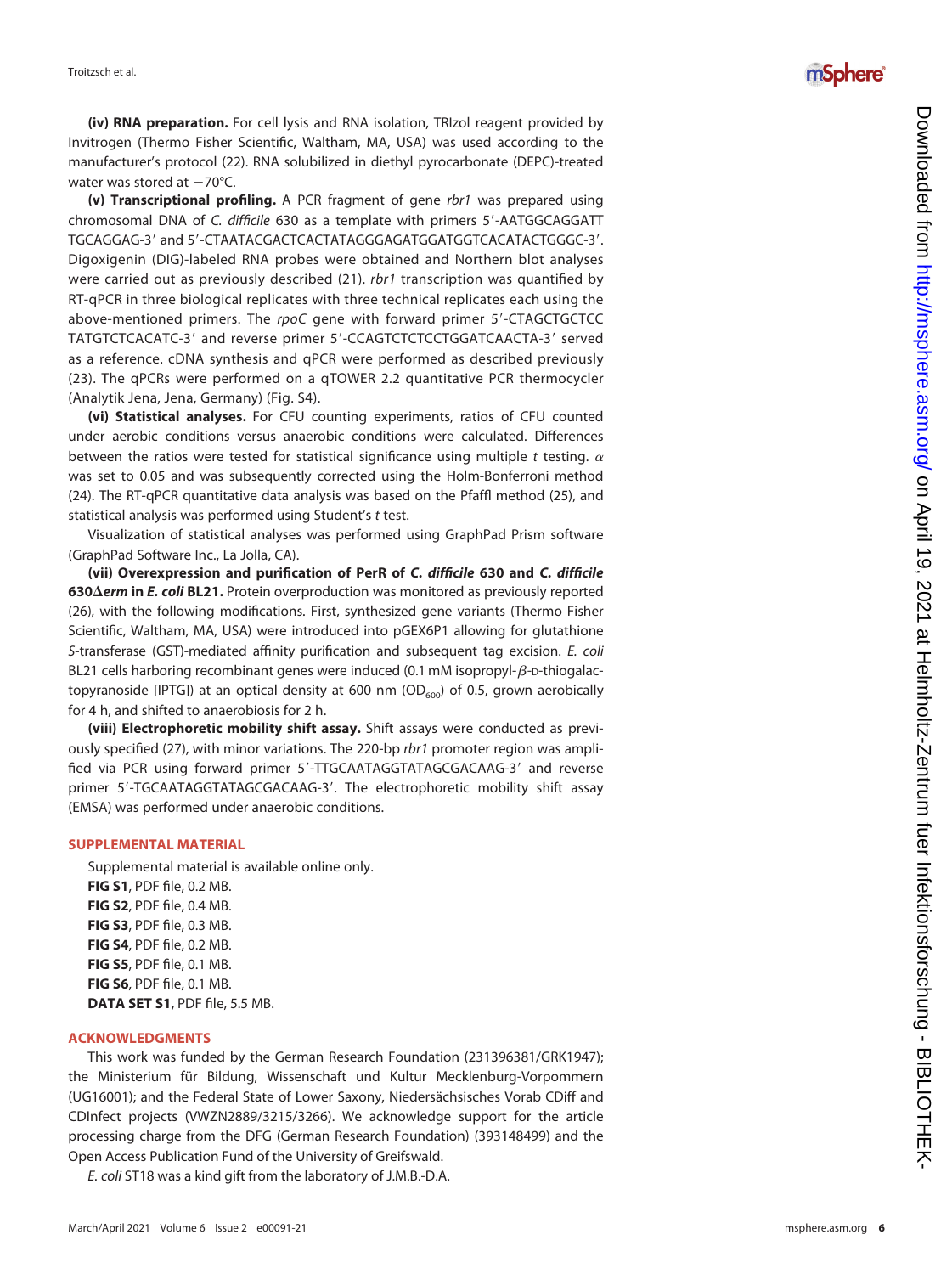**(iv) RNA preparation.** For cell lysis and RNA isolation, TRIzol reagent provided by Invitrogen (Thermo Fisher Scientific, Waltham, MA, USA) was used according to the manufacturer's protocol (22). RNA solubilized in diethyl pyrocarbonate (DEPC)-treated water was stored at −70°C.

**(v) Transcriptional profiling.** A PCR fragment of gene *rbr1* was prepared using chromosomal DNA of *C. difficile* 630 as a template with primers 5′-AATGGCAGGATTTGCAGGAG-3′ and 5′-CTAATACGACTCACTATAGGGAGATGGATGGTCACATACTGGGC-3′. Digoxigenin (DIG)-labeled RNA probes were obtained and Northern blot analyses were carried out as previously described (21). *rbr1* transcription was quantified by RT-qPCR in three biological replicates with three technical replicates each using the above-mentioned primers. The *rpoC* gene with forward primer 5′-CTAGCTGCTCCTATGTCTCACATC-3′ and reverse primer 5′-CCAGTCTCTCCTGGATCAACTA-3′ served as a reference. cDNA synthesis and qPCR were performed as described previously (23). The qPCRs were performed on a qTOWER 2.2 quantitative PCR thermocycler (Analytik Jena, Jena, Germany) (Fig. S4).

**(vi) Statistical analyses.** For CFU counting experiments, ratios of CFU counted under aerobic conditions versus anaerobic conditions were calculated. Differences between the ratios were tested for statistical significance using multiple *t* testing. $\alpha$ was set to 0.05 and was subsequently corrected using the Holm-Bonferroni method (24). The RT-qPCR quantitative data analysis was based on the Pfaffl method (25), and statistical analysis was performed using Student's *t* test.

Visualization of statistical analyses was performed using GraphPad Prism software (GraphPad Software Inc., La Jolla, CA).

**(vii) Overexpression and purification of PerR of *C. difficile* 630 and *C. difficile* 630Δ*erm* in *E. coli* BL21.** Protein overproduction was monitored as previously reported (26), with the following modifications. First, synthesized gene variants (Thermo Fisher Scientific, Waltham, MA, USA) were introduced into pGEX6P1 allowing for glutathione *S*-transferase (GST)-mediated affinity purification and subsequent tag excision. *E. coli* BL21 cells harboring recombinant genes were induced (0.1 mM isopropyl-$\beta$-D-thiogalactopyranoside [IPTG]) at an optical density at 600 nm ($OD_{600}$) of 0.5, grown aerobically for 4 h, and shifted to anaerobiosis for 2 h.

**(viii) Electrophoretic mobility shift assay.** Shift assays were conducted as previously specified (27), with minor variations. The 220-bp *rbr1* promoter region was amplified via PCR using forward primer 5′-TTGCAATAGGTATAGCGACAAG-3′ and reverse primer 5′-TGCAATAGGTATAGCGACAAG-3′. The electrophoretic mobility shift assay (EMSA) was performed under anaerobic conditions.

## SUPPLEMENTAL MATERIAL

Supplemental material is available online only.

**FIG S1**, PDF file, 0.2 MB.
**FIG S2**, PDF file, 0.4 MB.
**FIG S3**, PDF file, 0.3 MB.
**FIG S4**, PDF file, 0.2 MB.
**FIG S5**, PDF file, 0.1 MB.
**FIG S6**, PDF file, 0.1 MB.
**DATA SET S1**, PDF file, 5.5 MB.

## ACKNOWLEDGMENTS

This work was funded by the German Research Foundation (231396381/GRK1947); the Ministerium für Bildung, Wissenschaft und Kultur Mecklenburg-Vorpommern (UG16001); and the Federal State of Lower Saxony, Niedersächsisches Vorab CDiff and CDInfect projects (VWZN2889/3215/3266). We acknowledge support for the article processing charge from the DFG (German Research Foundation) (393148499) and the Open Access Publication Fund of the University of Greifswald.

*E. coli* ST18 was a kind gift from the laboratory of J.M.B.-D.A.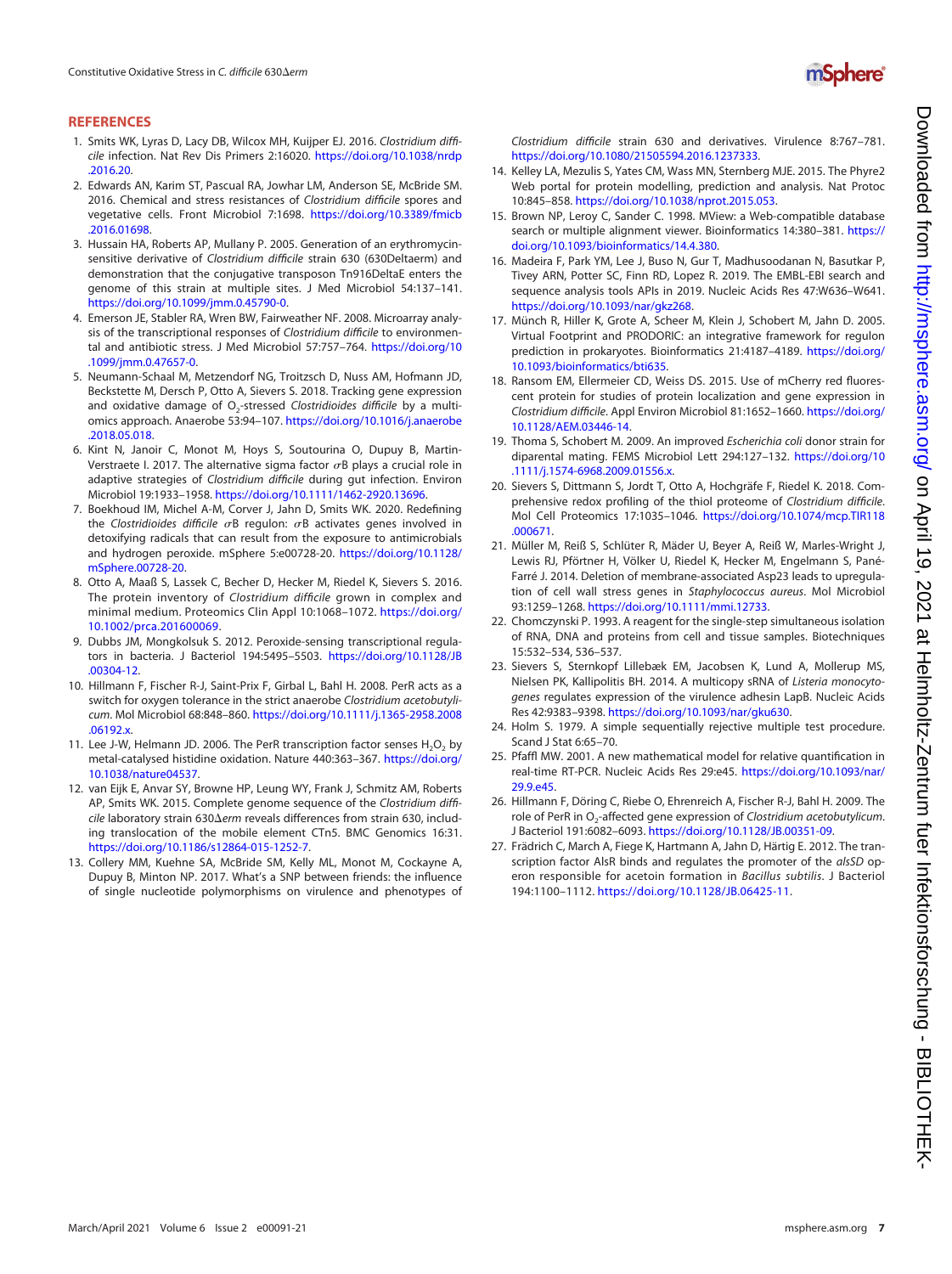## REFERENCES

1. Smits WK, Lyras D, Lacy DB, Wilcox MH, Kuijper EJ. 2016. *Clostridium difficile* infection. Nat Rev Dis Primers 2:16020. https://doi.org/10.1038/nrdp.2016.20.
2. Edwards AN, Karim ST, Pascual RA, Jowhar LM, Anderson SE, McBride SM. 2016. Chemical and stress resistances of *Clostridium difficile* spores and vegetative cells. Front Microbiol 7:1698. https://doi.org/10.3389/fmicb.2016.01698.
3. Hussain HA, Roberts AP, Mullany P. 2005. Generation of an erythromycin-sensitive derivative of *Clostridium difficile* strain 630 (630Deltaerm) and demonstration that the conjugative transposon Tn916DeltaE enters the genome of this strain at multiple sites. J Med Microbiol 54:137–141. https://doi.org/10.1099/jmm.0.45790-0.
4. Emerson JE, Stabler RA, Wren BW, Fairweather NF. 2008. Microarray analysis of the transcriptional responses of *Clostridium difficile* to environmental and antibiotic stress. J Med Microbiol 57:757–764. https://doi.org/10.1099/jmm.0.47657-0.
5. Neumann-Schaal M, Metzendorf NG, Troitzsch D, Nuss AM, Hofmann JD, Beckstette M, Dersch P, Otto A, Sievers S. 2018. Tracking gene expression and oxidative damage of $O_2$-stressed *Clostridioides difficile* by a multi-omics approach. Anaerobe 53:94–107. https://doi.org/10.1016/j.anaerobe.2018.05.018.
6. Kint N, Janoir C, Monot M, Hoys S, Soutourina O, Dupuy B, Martin-Verstraete I. 2017. The alternative sigma factor $\sigma$B plays a crucial role in adaptive strategies of *Clostridium difficile* during gut infection. Environ Microbiol 19:1933–1958. https://doi.org/10.1111/1462-2920.13696.
7. Boekhoud IM, Michel A-M, Corver J, Jahn D, Smits WK. 2020. Redefining the *Clostridioides difficile* $\sigma$B regulon: $\sigma$B activates genes involved in detoxifying radicals that can result from the exposure to antimicrobials and hydrogen peroxide. mSphere 5:e00728-20. https://doi.org/10.1128/mSphere.00728-20.
8. Otto A, Maaß S, Lassek C, Becher D, Hecker M, Riedel K, Sievers S. 2016. The protein inventory of *Clostridium difficile* grown in complex and minimal medium. Proteomics Clin Appl 10:1068–1072. https://doi.org/10.1002/prca.201600069.
9. Dubbs JM, Mongkolsuk S. 2012. Peroxide-sensing transcriptional regulators in bacteria. J Bacteriol 194:5495–5503. https://doi.org/10.1128/JB.00304-12.
10. Hillmann F, Fischer R-J, Saint-Prix F, Girbal L, Bahl H. 2008. PerR acts as a switch for oxygen tolerance in the strict anaerobe *Clostridium acetobutylicum*. Mol Microbiol 68:848–860. https://doi.org/10.1111/j.1365-2958.2008.06192.x.
11. Lee J-W, Helmann JD. 2006. The PerR transcription factor senses $H_2O_2$ by metal-catalysed histidine oxidation. Nature 440:363–367. https://doi.org/10.1038/nature04537.
12. van Eijk E, Anvar SY, Browne HP, Leung WY, Frank J, Schmitz AM, Roberts AP, Smits WK. 2015. Complete genome sequence of the *Clostridium difficile* laboratory strain 630Δ*erm* reveals differences from strain 630, including translocation of the mobile element CTn5. BMC Genomics 16:31. https://doi.org/10.1186/s12864-015-1252-7.
13. Collery MM, Kuehne SA, McBride SM, Kelly ML, Monot M, Cockayne A, Dupuy B, Minton NP. 2017. What's a SNP between friends: the influence of single nucleotide polymorphisms on virulence and phenotypes of *Clostridium difficile* strain 630 and derivatives. Virulence 8:767–781. https://doi.org/10.1080/21505594.2016.1237333.
14. Kelley LA, Mezulis S, Yates CM, Wass MN, Sternberg MJE. 2015. The Phyre2 Web portal for protein modelling, prediction and analysis. Nat Protoc 10:845–858. https://doi.org/10.1038/nprot.2015.053.
15. Brown NP, Leroy C, Sander C. 1998. MView: a Web-compatible database search or multiple alignment viewer. Bioinformatics 14:380–381. https://doi.org/10.1093/bioinformatics/14.4.380.
16. Madeira F, Park YM, Lee J, Buso N, Gur T, Madhusoodanan N, Basutkar P, Tivey ARN, Potter SC, Finn RD, Lopez R. 2019. The EMBL-EBI search and sequence analysis tools APIs in 2019. Nucleic Acids Res 47:W636–W641. https://doi.org/10.1093/nar/gkz268.
17. Münch R, Hiller K, Grote A, Scheer M, Klein J, Schobert M, Jahn D. 2005. Virtual Footprint and PRODORIC: an integrative framework for regulon prediction in prokaryotes. Bioinformatics 21:4187–4189. https://doi.org/10.1093/bioinformatics/bti635.
18. Ransom EM, Ellermeier CD, Weiss DS. 2015. Use of mCherry red fluorescent protein for studies of protein localization and gene expression in *Clostridium difficile*. Appl Environ Microbiol 81:1652–1660. https://doi.org/10.1128/AEM.03446-14.
19. Thoma S, Schobert M. 2009. An improved *Escherichia coli* donor strain for diparental mating. FEMS Microbiol Lett 294:127–132. https://doi.org/10.1111/j.1574-6968.2009.01556.x.
20. Sievers S, Dittmann S, Jordt T, Otto A, Hochgräfe F, Riedel K. 2018. Comprehensive redox profiling of the thiol proteome of *Clostridium difficile*. Mol Cell Proteomics 17:1035–1046. https://doi.org/10.1074/mcp.TIR118.000671.
21. Müller M, Reiß S, Schlüter R, Mäder U, Beyer A, Reiß W, Marles-Wright J, Lewis RJ, Pförtner H, Völker U, Riedel K, Hecker M, Engelmann S, Pané-Farré J. 2014. Deletion of membrane-associated Asp23 leads to upregulation of cell wall stress genes in *Staphylococcus aureus*. Mol Microbiol 93:1259–1268. https://doi.org/10.1111/mmi.12733.
22. Chomczynski P. 1993. A reagent for the single-step simultaneous isolation of RNA, DNA and proteins from cell and tissue samples. Biotechniques 15:532–534, 536–537.
23. Sievers S, Sternkopf Lillebæk EM, Jacobsen K, Lund A, Mollerup MS, Nielsen PK, Kallipolitis BH. 2014. A multicopy sRNA of *Listeria monocytogenes* regulates expression of the virulence adhesin LapB. Nucleic Acids Res 42:9383–9398. https://doi.org/10.1093/nar/gku630.
24. Holm S. 1979. A simple sequentially rejective multiple test procedure. Scand J Stat 6:65–70.
25. Pfaffl MW. 2001. A new mathematical model for relative quantification in real-time RT-PCR. Nucleic Acids Res 29:e45. https://doi.org/10.1093/nar/29.9.e45.
26. Hillmann F, Döring C, Riebe O, Ehrenreich A, Fischer R-J, Bahl H. 2009. The role of PerR in $O_2$-affected gene expression of *Clostridium acetobutylicum*. J Bacteriol 191:6082–6093. https://doi.org/10.1128/JB.00351-09.
27. Frädrich C, March A, Fiege K, Hartmann A, Jahn D, Härtig E. 2012. The transcription factor AlsR binds and regulates the promoter of the *alsSD* operon responsible for acetoin formation in *Bacillus subtilis*. J Bacteriol 194:1100–1112. https://doi.org/10.1128/JB.06425-11.